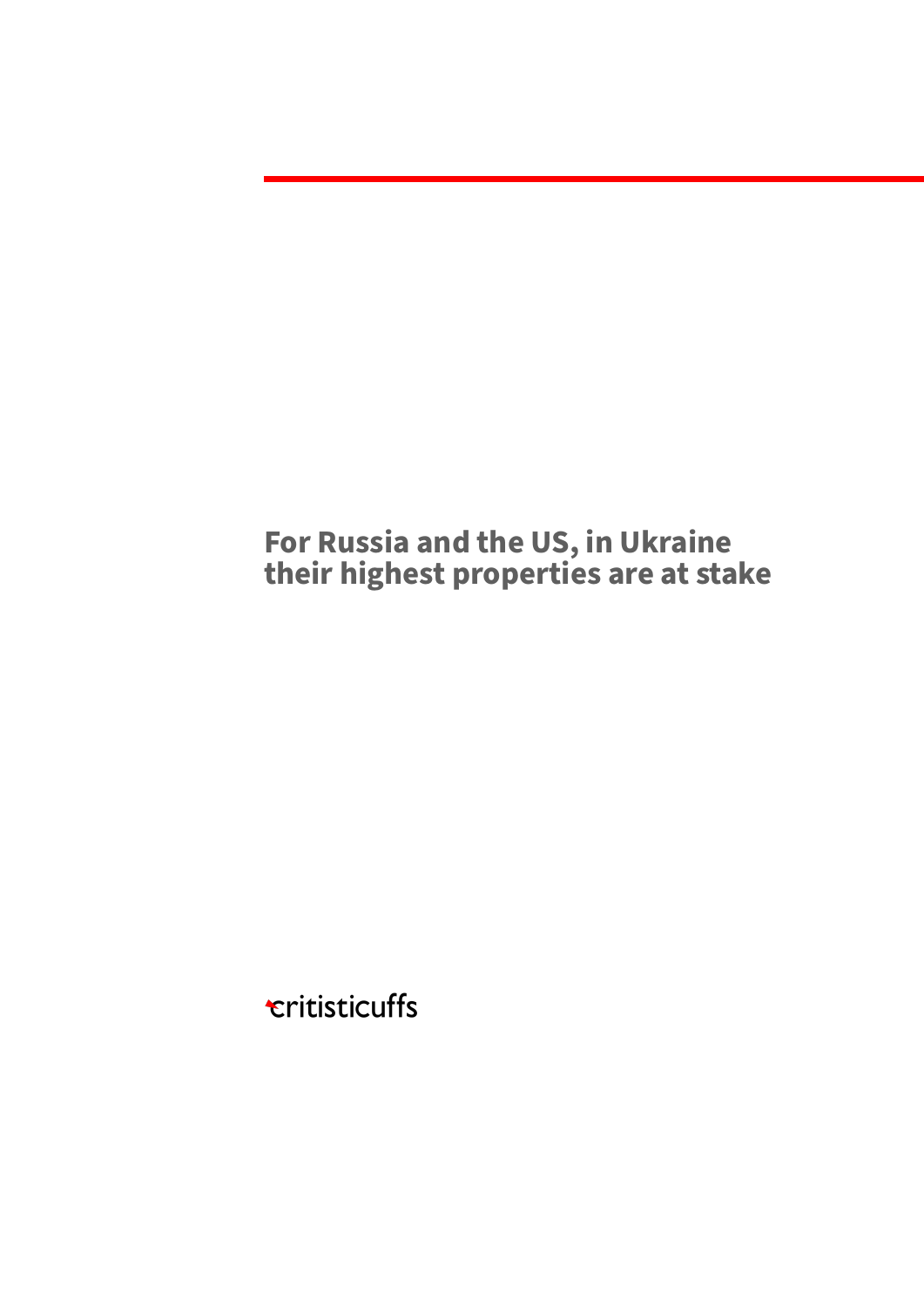# For Russia and the US, in Ukraine their highest properties are at stake

critisticuffs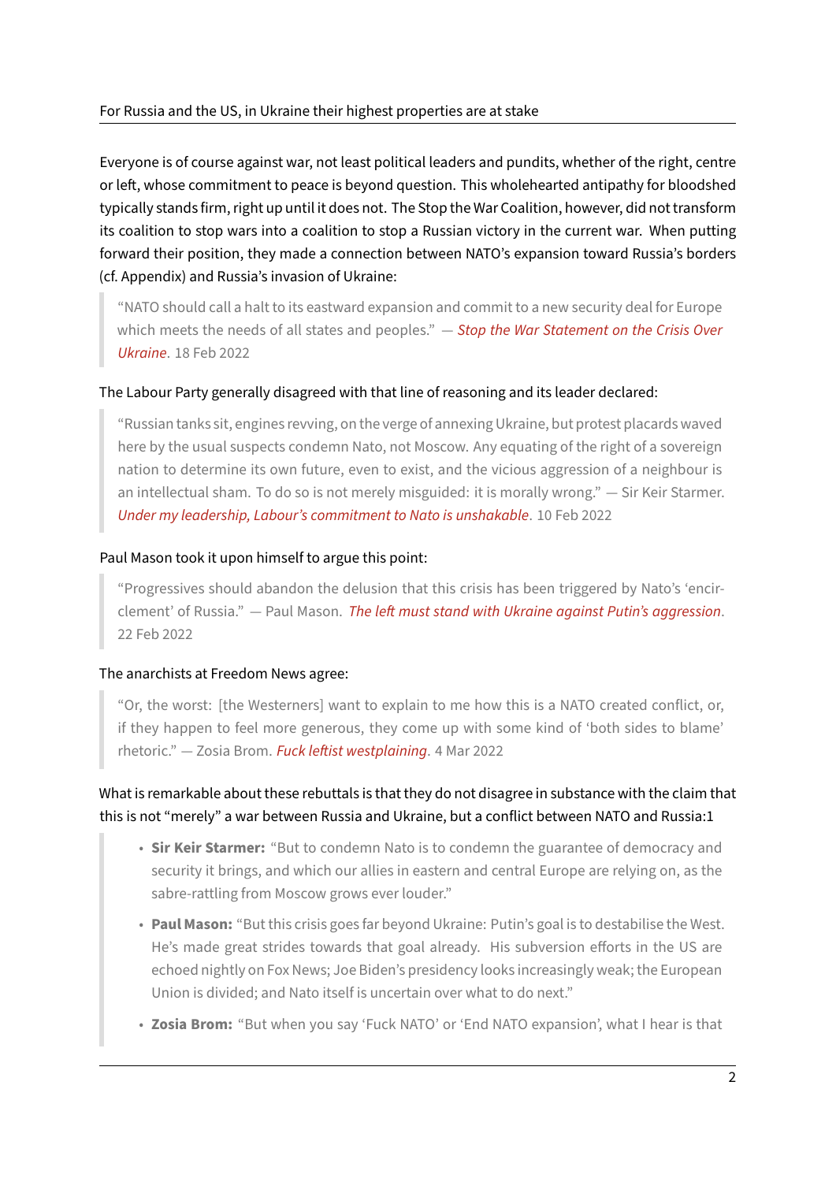For Russia and the US, in Ukraine their highest properties are at stake

Everyone is of course against war, not least political leaders and pundits, whether of the right, centre or left, whose commitment to peace is beyond question. This wholehearted antipathy for bloodshed typically stands firm, right up until it does not. The Stop the War Coalition, however, did not transform its coalition to stop wars into a coalition to stop a Russian victory in the current war. When putting forward their position, they made a connection between NATO's expansion toward Russia's borders (cf. Appendix) and Russia's invasion of Ukraine:

> "NATO should call a halt to its eastward expansion and commit to a new security deal for Europe which meets the needs of all states and peoples." — *Stop the War Statement on the Crisis Over Ukraine*. 18 Feb 2022

The Labour Party generally disagreed with that line of reasoning and its leader declared:

> "Russian tanks sit, engines revving, on the verge of annexing Ukraine, but protest placards waved here by the usual suspects condemn Nato, not Moscow. Any equating of the right of a sovereign nation to determine its own future, even to exist, and the vicious aggression of a neighbour is an intellectual sham. To do so is not merely misguided: it is morally wrong." — Sir Keir Starmer. *Under my leadership, Labour's commitment to Nato is unshakable*. 10 Feb 2022

Paul Mason took it upon himself to argue this point:

> "Progressives should abandon the delusion that this crisis has been triggered by Nato's 'encirclement' of Russia." — Paul Mason. *The left must stand with Ukraine against Putin's aggression*. 22 Feb 2022

The anarchists at Freedom News agree:

> "Or, the worst: [the Westerners] want to explain to me how this is a NATO created conflict, or, if they happen to feel more generous, they come up with some kind of 'both sides to blame' rhetoric." — Zosia Brom. *Fuck leftist westplaining*. 4 Mar 2022

What is remarkable about these rebuttals is that they do not disagree in substance with the claim that this is not "merely" a war between Russia and Ukraine, but a conflict between NATO and Russia:[1]

> - **Sir Keir Starmer:** "But to condemn Nato is to condemn the guarantee of democracy and security it brings, and which our allies in eastern and central Europe are relying on, as the sabre-rattling from Moscow grows ever louder."
> - **Paul Mason:** "But this crisis goes far beyond Ukraine: Putin's goal is to destabilise the West. He's made great strides towards that goal already. His subversion efforts in the US are echoed nightly on Fox News; Joe Biden's presidency looks increasingly weak; the European Union is divided; and Nato itself is uncertain over what to do next."
> - **Zosia Brom:** "But when you say 'Fuck NATO' or 'End NATO expansion', what I hear is that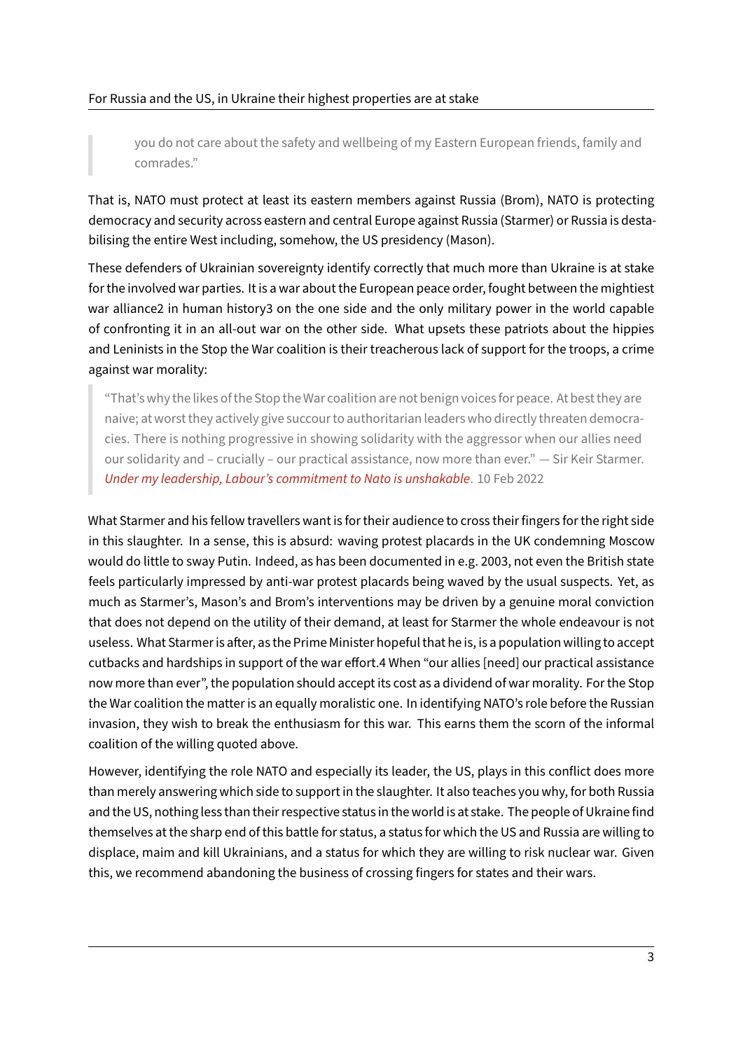> you do not care about the safety and wellbeing of my Eastern European friends, family and comrades."

That is, NATO must protect at least its eastern members against Russia (Brom), NATO is protecting democracy and security across eastern and central Europe against Russia (Starmer) or Russia is destabilising the entire West including, somehow, the US presidency (Mason).

These defenders of Ukrainian sovereignty identify correctly that much more than Ukraine is at stake for the involved war parties. It is a war about the European peace order, fought between the mightiest war alliance[2] in human history[3] on the one side and the only military power in the world capable of confronting it in an all-out war on the other side. What upsets these patriots about the hippies and Leninists in the Stop the War coalition is their treacherous lack of support for the troops, a crime against war morality:

> "That's why the likes of the Stop the War coalition are not benign voices for peace. At best they are naive; at worst they actively give succour to authoritarian leaders who directly threaten democracies. There is nothing progressive in showing solidarity with the aggressor when our allies need our solidarity and – crucially – our practical assistance, now more than ever." — Sir Keir Starmer. *Under my leadership, Labour's commitment to Nato is unshakable*. 10 Feb 2022

What Starmer and his fellow travellers want is for their audience to cross their fingers for the right side in this slaughter. In a sense, this is absurd: waving protest placards in the UK condemning Moscow would do little to sway Putin. Indeed, as has been documented in e.g. 2003, not even the British state feels particularly impressed by anti-war protest placards being waved by the usual suspects. Yet, as much as Starmer's, Mason's and Brom's interventions may be driven by a genuine moral conviction that does not depend on the utility of their demand, at least for Starmer the whole endeavour is not useless. What Starmer is after, as the Prime Minister hopeful that he is, is a population willing to accept cutbacks and hardships in support of the war effort.[4] When "our allies [need] our practical assistance now more than ever", the population should accept its cost as a dividend of war morality. For the Stop the War coalition the matter is an equally moralistic one. In identifying NATO's role before the Russian invasion, they wish to break the enthusiasm for this war. This earns them the scorn of the informal coalition of the willing quoted above.

However, identifying the role NATO and especially its leader, the US, plays in this conflict does more than merely answering which side to support in the slaughter. It also teaches you why, for both Russia and the US, nothing less than their respective status in the world is at stake. The people of Ukraine find themselves at the sharp end of this battle for status, a status for which the US and Russia are willing to displace, maim and kill Ukrainians, and a status for which they are willing to risk nuclear war. Given this, we recommend abandoning the business of crossing fingers for states and their wars.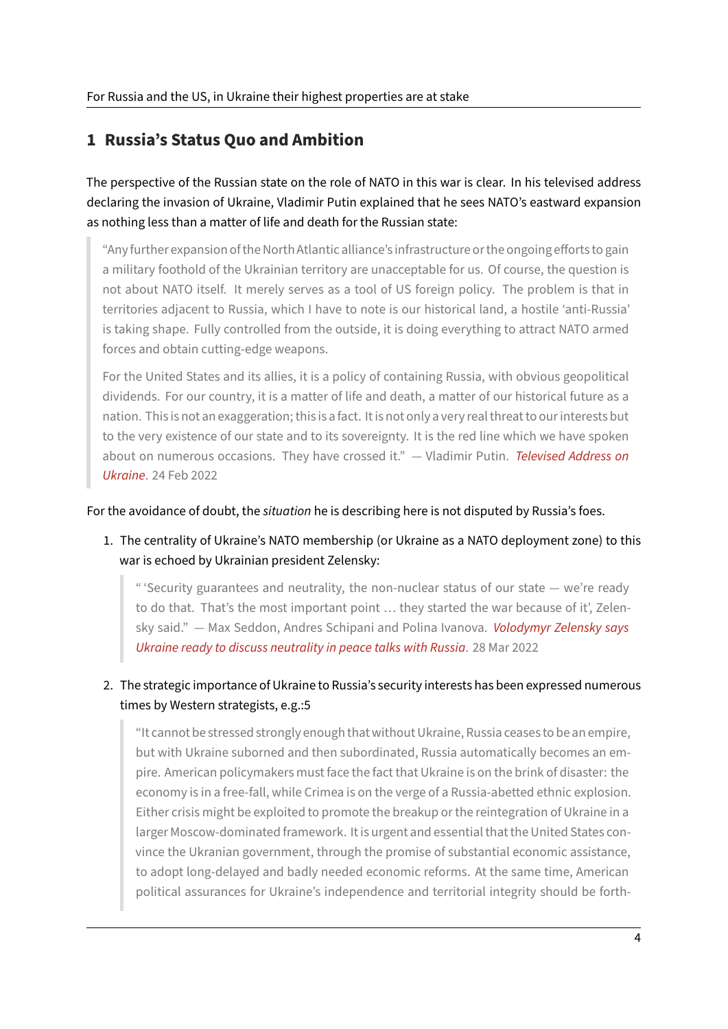## 1 Russia's Status Quo and Ambition

The perspective of the Russian state on the role of NATO in this war is clear. In his televised address declaring the invasion of Ukraine, Vladimir Putin explained that he sees NATO's eastward expansion as nothing less than a matter of life and death for the Russian state:

> "Any further expansion of the North Atlantic alliance's infrastructure or the ongoing efforts to gain a military foothold of the Ukrainian territory are unacceptable for us. Of course, the question is not about NATO itself. It merely serves as a tool of US foreign policy. The problem is that in territories adjacent to Russia, which I have to note is our historical land, a hostile 'anti-Russia' is taking shape. Fully controlled from the outside, it is doing everything to attract NATO armed forces and obtain cutting-edge weapons.
>
> For the United States and its allies, it is a policy of containing Russia, with obvious geopolitical dividends. For our country, it is a matter of life and death, a matter of our historical future as a nation. This is not an exaggeration; this is a fact. It is not only a very real threat to our interests but to the very existence of our state and to its sovereignty. It is the red line which we have spoken about on numerous occasions. They have crossed it." — Vladimir Putin. *Televised Address on Ukraine*. 24 Feb 2022

For the avoidance of doubt, the *situation* he is describing here is not disputed by Russia's foes.

1. The centrality of Ukraine's NATO membership (or Ukraine as a NATO deployment zone) to this war is echoed by Ukrainian president Zelensky:

   > " 'Security guarantees and neutrality, the non-nuclear status of our state — we're ready to do that. That's the most important point … they started the war because of it', Zelensky said." — Max Seddon, Andres Schipani and Polina Ivanova. *Volodymyr Zelensky says Ukraine ready to discuss neutrality in peace talks with Russia*. 28 Mar 2022

2. The strategic importance of Ukraine to Russia's security interests has been expressed numerous times by Western strategists, e.g.:5

   > "It cannot be stressed strongly enough that without Ukraine, Russia ceases to be an empire, but with Ukraine suborned and then subordinated, Russia automatically becomes an empire. American policymakers must face the fact that Ukraine is on the brink of disaster: the economy is in a free-fall, while Crimea is on the verge of a Russia-abetted ethnic explosion. Either crisis might be exploited to promote the breakup or the reintegration of Ukraine in a larger Moscow-dominated framework. It is urgent and essential that the United States convince the Ukranian government, through the promise of substantial economic assistance, to adopt long-delayed and badly needed economic reforms. At the same time, American political assurances for Ukraine's independence and territorial integrity should be forth-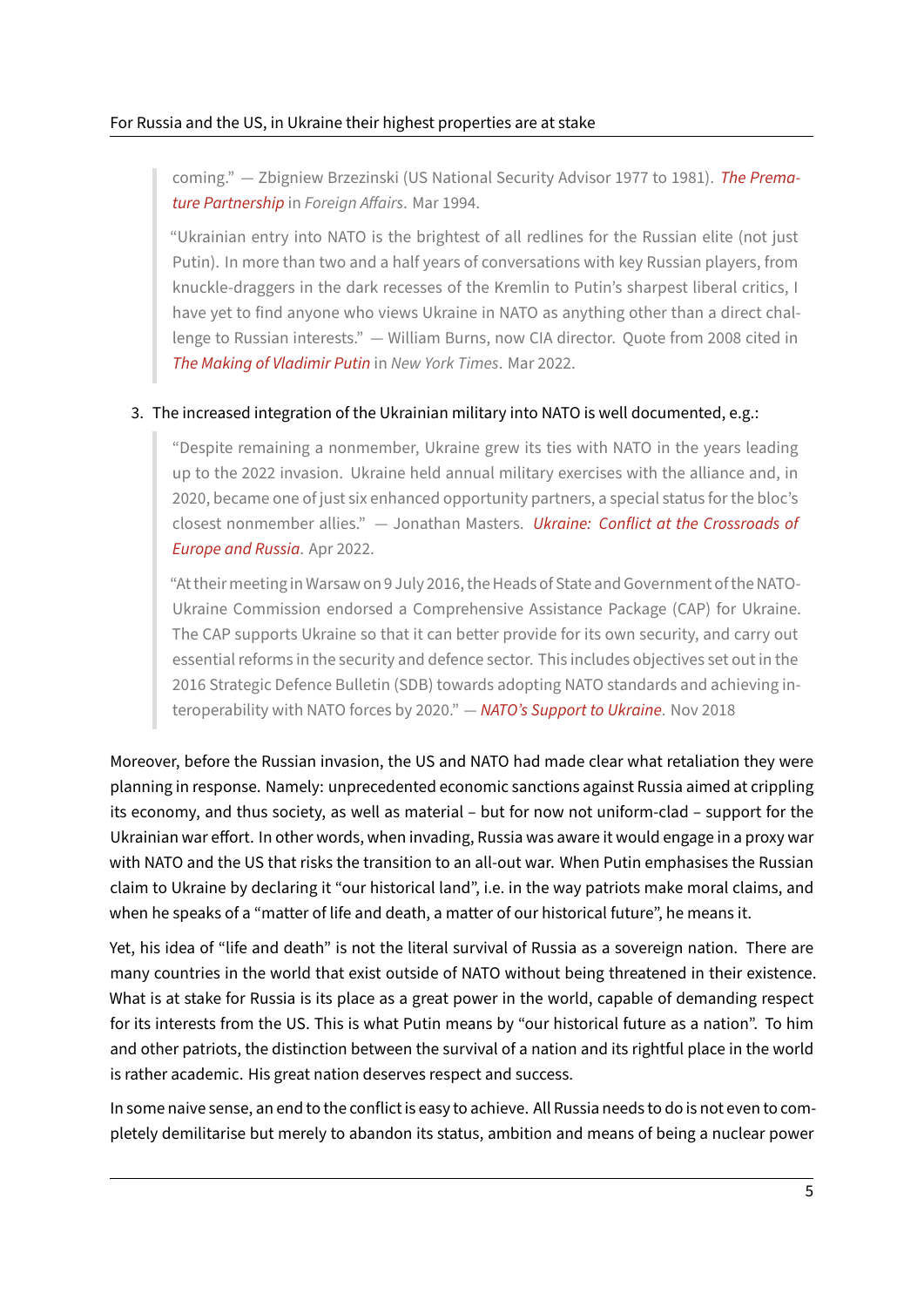> coming." — Zbigniew Brzezinski (US National Security Advisor 1977 to 1981). *The Premature Partnership* in *Foreign Affairs*. Mar 1994.
>
> "Ukrainian entry into NATO is the brightest of all redlines for the Russian elite (not just Putin). In more than two and a half years of conversations with key Russian players, from knuckle-draggers in the dark recesses of the Kremlin to Putin's sharpest liberal critics, I have yet to find anyone who views Ukraine in NATO as anything other than a direct challenge to Russian interests." — William Burns, now CIA director. Quote from 2008 cited in *The Making of Vladimir Putin* in *New York Times*. Mar 2022.

3. The increased integration of the Ukrainian military into NATO is well documented, e.g.:

> "Despite remaining a nonmember, Ukraine grew its ties with NATO in the years leading up to the 2022 invasion. Ukraine held annual military exercises with the alliance and, in 2020, became one of just six enhanced opportunity partners, a special status for the bloc's closest nonmember allies." — Jonathan Masters. *Ukraine: Conflict at the Crossroads of Europe and Russia*. Apr 2022.
>
> "At their meeting in Warsaw on 9 July 2016, the Heads of State and Government of the NATO-Ukraine Commission endorsed a Comprehensive Assistance Package (CAP) for Ukraine. The CAP supports Ukraine so that it can better provide for its own security, and carry out essential reforms in the security and defence sector. This includes objectives set out in the 2016 Strategic Defence Bulletin (SDB) towards adopting NATO standards and achieving interoperability with NATO forces by 2020." — *NATO's Support to Ukraine*. Nov 2018

Moreover, before the Russian invasion, the US and NATO had made clear what retaliation they were planning in response. Namely: unprecedented economic sanctions against Russia aimed at crippling its economy, and thus society, as well as material – but for now not uniform-clad – support for the Ukrainian war effort. In other words, when invading, Russia was aware it would engage in a proxy war with NATO and the US that risks the transition to an all-out war. When Putin emphasises the Russian claim to Ukraine by declaring it "our historical land", i.e. in the way patriots make moral claims, and when he speaks of a "matter of life and death, a matter of our historical future", he means it.

Yet, his idea of "life and death" is not the literal survival of Russia as a sovereign nation. There are many countries in the world that exist outside of NATO without being threatened in their existence. What is at stake for Russia is its place as a great power in the world, capable of demanding respect for its interests from the US. This is what Putin means by "our historical future as a nation". To him and other patriots, the distinction between the survival of a nation and its rightful place in the world is rather academic. His great nation deserves respect and success.

In some naive sense, an end to the conflict is easy to achieve. All Russia needs to do is not even to completely demilitarise but merely to abandon its status, ambition and means of being a nuclear power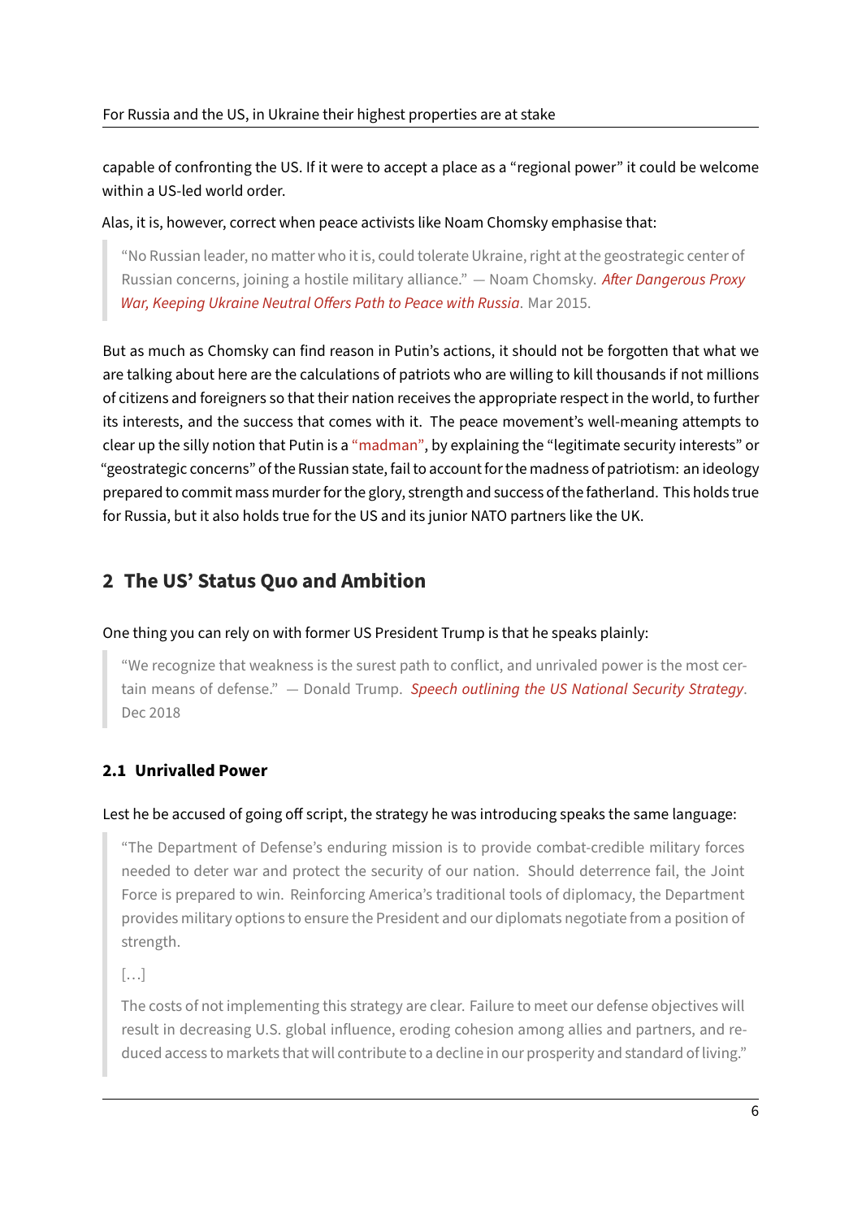capable of confronting the US. If it were to accept a place as a "regional power" it could be welcome within a US-led world order.

Alas, it is, however, correct when peace activists like Noam Chomsky emphasise that:

> "No Russian leader, no matter who it is, could tolerate Ukraine, right at the geostrategic center of Russian concerns, joining a hostile military alliance." — Noam Chomsky. *After Dangerous Proxy War, Keeping Ukraine Neutral Offers Path to Peace with Russia*. Mar 2015.

But as much as Chomsky can find reason in Putin's actions, it should not be forgotten that what we are talking about here are the calculations of patriots who are willing to kill thousands if not millions of citizens and foreigners so that their nation receives the appropriate respect in the world, to further its interests, and the success that comes with it. The peace movement's well-meaning attempts to clear up the silly notion that Putin is a "madman", by explaining the "legitimate security interests" or "geostrategic concerns" of the Russian state, fail to account for the madness of patriotism: an ideology prepared to commit mass murder for the glory, strength and success of the fatherland. This holds true for Russia, but it also holds true for the US and its junior NATO partners like the UK.

## 2 The US' Status Quo and Ambition

One thing you can rely on with former US President Trump is that he speaks plainly:

> "We recognize that weakness is the surest path to conflict, and unrivaled power is the most certain means of defense." — Donald Trump. *Speech outlining the US National Security Strategy*. Dec 2018

### 2.1 Unrivalled Power

Lest he be accused of going off script, the strategy he was introducing speaks the same language:

> "The Department of Defense's enduring mission is to provide combat-credible military forces needed to deter war and protect the security of our nation. Should deterrence fail, the Joint Force is prepared to win. Reinforcing America's traditional tools of diplomacy, the Department provides military options to ensure the President and our diplomats negotiate from a position of strength.
>
> […]
>
> The costs of not implementing this strategy are clear. Failure to meet our defense objectives will result in decreasing U.S. global influence, eroding cohesion among allies and partners, and reduced access to markets that will contribute to a decline in our prosperity and standard of living."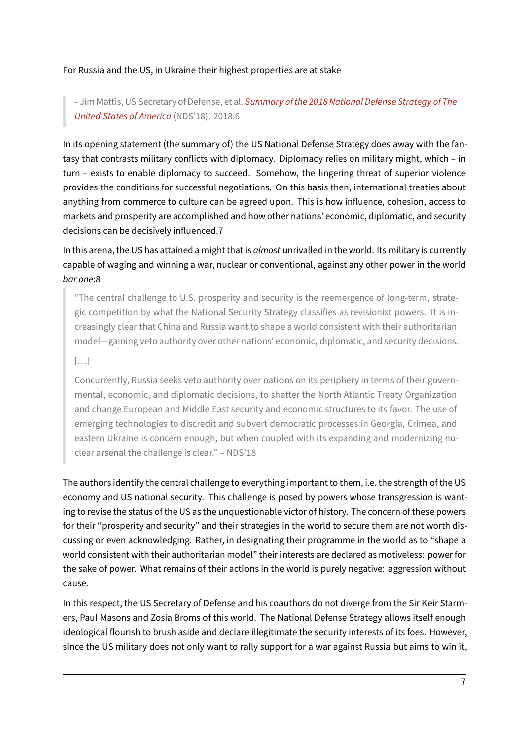> – Jim Mattis, US Secretary of Defense, et al. *Summary of the 2018 National Defense Strategy of The United States of America* (NDS'18). 2018.[6]

In its opening statement (the summary of) the US National Defense Strategy does away with the fantasy that contrasts military conflicts with diplomacy. Diplomacy relies on military might, which – in turn – exists to enable diplomacy to succeed. Somehow, the lingering threat of superior violence provides the conditions for successful negotiations. On this basis then, international treaties about anything from commerce to culture can be agreed upon. This is how influence, cohesion, access to markets and prosperity are accomplished and how other nations' economic, diplomatic, and security decisions can be decisively influenced.[7]

In this arena, the US has attained a might that is *almost* unrivalled in the world. Its military is currently capable of waging and winning a war, nuclear or conventional, against any other power in the world *bar one*:[8]

> "The central challenge to U.S. prosperity and security is the reemergence of long-term, strategic competition by what the National Security Strategy classifies as revisionist powers. It is increasingly clear that China and Russia want to shape a world consistent with their authoritarian model—gaining veto authority over other nations' economic, diplomatic, and security decisions.
>
> […]
>
> Concurrently, Russia seeks veto authority over nations on its periphery in terms of their governmental, economic, and diplomatic decisions, to shatter the North Atlantic Treaty Organization and change European and Middle East security and economic structures to its favor. The use of emerging technologies to discredit and subvert democratic processes in Georgia, Crimea, and eastern Ukraine is concern enough, but when coupled with its expanding and modernizing nuclear arsenal the challenge is clear." – NDS'18

The authors identify the central challenge to everything important to them, i.e. the strength of the US economy and US national security. This challenge is posed by powers whose transgression is wanting to revise the status of the US as the unquestionable victor of history. The concern of these powers for their "prosperity and security" and their strategies in the world to secure them are not worth discussing or even acknowledging. Rather, in designating their programme in the world as to "shape a world consistent with their authoritarian model" their interests are declared as motiveless: power for the sake of power. What remains of their actions in the world is purely negative: aggression without cause.

In this respect, the US Secretary of Defense and his coauthors do not diverge from the Sir Keir Starmers, Paul Masons and Zosia Broms of this world. The National Defense Strategy allows itself enough ideological flourish to brush aside and declare illegitimate the security interests of its foes. However, since the US military does not only want to rally support for a war against Russia but aims to win it,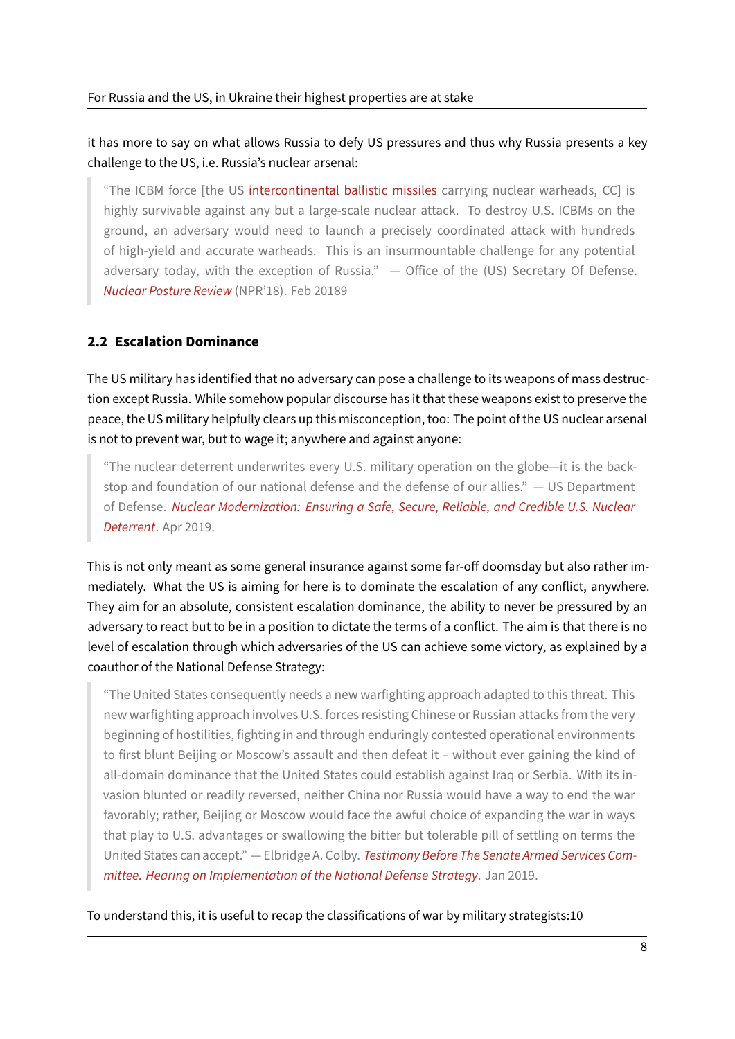it has more to say on what allows Russia to defy US pressures and thus why Russia presents a key challenge to the US, i.e. Russia's nuclear arsenal:

> "The ICBM force [the US intercontinental ballistic missiles carrying nuclear warheads, CC] is highly survivable against any but a large-scale nuclear attack. To destroy U.S. ICBMs on the ground, an adversary would need to launch a precisely coordinated attack with hundreds of high-yield and accurate warheads. This is an insurmountable challenge for any potential adversary today, with the exception of Russia." — Office of the (US) Secretary Of Defense. *Nuclear Posture Review* (NPR'18). Feb 2018[9]

### 2.2 Escalation Dominance

The US military has identified that no adversary can pose a challenge to its weapons of mass destruction except Russia. While somehow popular discourse has it that these weapons exist to preserve the peace, the US military helpfully clears up this misconception, too: The point of the US nuclear arsenal is not to prevent war, but to wage it; anywhere and against anyone:

> "The nuclear deterrent underwrites every U.S. military operation on the globe—it is the backstop and foundation of our national defense and the defense of our allies." — US Department of Defense. *Nuclear Modernization: Ensuring a Safe, Secure, Reliable, and Credible U.S. Nuclear Deterrent*. Apr 2019.

This is not only meant as some general insurance against some far-off doomsday but also rather immediately. What the US is aiming for here is to dominate the escalation of any conflict, anywhere. They aim for an absolute, consistent escalation dominance, the ability to never be pressured by an adversary to react but to be in a position to dictate the terms of a conflict. The aim is that there is no level of escalation through which adversaries of the US can achieve some victory, as explained by a coauthor of the National Defense Strategy:

> "The United States consequently needs a new warfighting approach adapted to this threat. This new warfighting approach involves U.S. forces resisting Chinese or Russian attacks from the very beginning of hostilities, fighting in and through enduringly contested operational environments to first blunt Beijing or Moscow's assault and then defeat it – without ever gaining the kind of all-domain dominance that the United States could establish against Iraq or Serbia. With its invasion blunted or readily reversed, neither China nor Russia would have a way to end the war favorably; rather, Beijing or Moscow would face the awful choice of expanding the war in ways that play to U.S. advantages or swallowing the bitter but tolerable pill of settling on terms the United States can accept." — Elbridge A. Colby. *Testimony Before The Senate Armed Services Committee. Hearing on Implementation of the National Defense Strategy*. Jan 2019.

To understand this, it is useful to recap the classifications of war by military strategists:[10]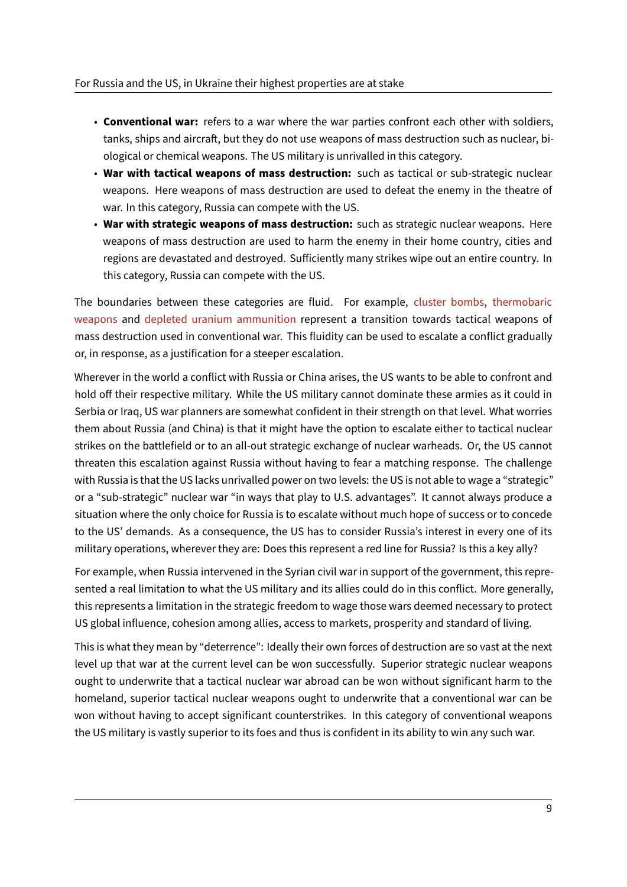- **Conventional war:** refers to a war where the war parties confront each other with soldiers, tanks, ships and aircraft, but they do not use weapons of mass destruction such as nuclear, biological or chemical weapons. The US military is unrivalled in this category.
- **War with tactical weapons of mass destruction:** such as tactical or sub-strategic nuclear weapons. Here weapons of mass destruction are used to defeat the enemy in the theatre of war. In this category, Russia can compete with the US.
- **War with strategic weapons of mass destruction:** such as strategic nuclear weapons. Here weapons of mass destruction are used to harm the enemy in their home country, cities and regions are devastated and destroyed. Sufficiently many strikes wipe out an entire country. In this category, Russia can compete with the US.

The boundaries between these categories are fluid. For example, cluster bombs, thermobaric weapons and depleted uranium ammunition represent a transition towards tactical weapons of mass destruction used in conventional war. This fluidity can be used to escalate a conflict gradually or, in response, as a justification for a steeper escalation.

Wherever in the world a conflict with Russia or China arises, the US wants to be able to confront and hold off their respective military. While the US military cannot dominate these armies as it could in Serbia or Iraq, US war planners are somewhat confident in their strength on that level. What worries them about Russia (and China) is that it might have the option to escalate either to tactical nuclear strikes on the battlefield or to an all-out strategic exchange of nuclear warheads. Or, the US cannot threaten this escalation against Russia without having to fear a matching response. The challenge with Russia is that the US lacks unrivalled power on two levels: the US is not able to wage a "strategic" or a "sub-strategic" nuclear war "in ways that play to U.S. advantages". It cannot always produce a situation where the only choice for Russia is to escalate without much hope of success or to concede to the US' demands. As a consequence, the US has to consider Russia's interest in every one of its military operations, wherever they are: Does this represent a red line for Russia? Is this a key ally?

For example, when Russia intervened in the Syrian civil war in support of the government, this represented a real limitation to what the US military and its allies could do in this conflict. More generally, this represents a limitation in the strategic freedom to wage those wars deemed necessary to protect US global influence, cohesion among allies, access to markets, prosperity and standard of living.

This is what they mean by "deterrence": Ideally their own forces of destruction are so vast at the next level up that war at the current level can be won successfully. Superior strategic nuclear weapons ought to underwrite that a tactical nuclear war abroad can be won without significant harm to the homeland, superior tactical nuclear weapons ought to underwrite that a conventional war can be won without having to accept significant counterstrikes. In this category of conventional weapons the US military is vastly superior to its foes and thus is confident in its ability to win any such war.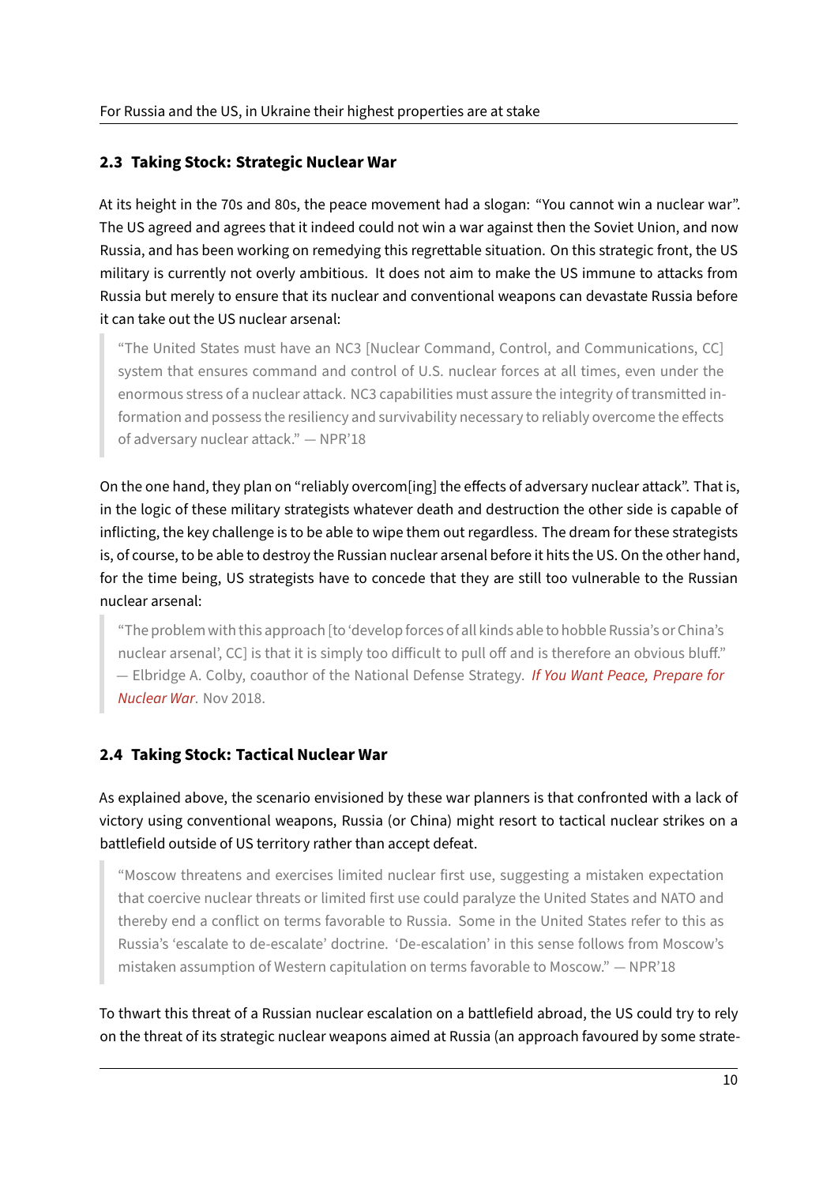## 2.3 Taking Stock: Strategic Nuclear War

At its height in the 70s and 80s, the peace movement had a slogan: "You cannot win a nuclear war". The US agreed and agrees that it indeed could not win a war against then the Soviet Union, and now Russia, and has been working on remedying this regrettable situation. On this strategic front, the US military is currently not overly ambitious. It does not aim to make the US immune to attacks from Russia but merely to ensure that its nuclear and conventional weapons can devastate Russia before it can take out the US nuclear arsenal:

> "The United States must have an NC3 [Nuclear Command, Control, and Communications, CC] system that ensures command and control of U.S. nuclear forces at all times, even under the enormous stress of a nuclear attack. NC3 capabilities must assure the integrity of transmitted information and possess the resiliency and survivability necessary to reliably overcome the effects of adversary nuclear attack." — NPR'18

On the one hand, they plan on "reliably overcom[ing] the effects of adversary nuclear attack". That is, in the logic of these military strategists whatever death and destruction the other side is capable of inflicting, the key challenge is to be able to wipe them out regardless. The dream for these strategists is, of course, to be able to destroy the Russian nuclear arsenal before it hits the US. On the other hand, for the time being, US strategists have to concede that they are still too vulnerable to the Russian nuclear arsenal:

> "The problem with this approach [to 'develop forces of all kinds able to hobble Russia's or China's nuclear arsenal', CC] is that it is simply too difficult to pull off and is therefore an obvious bluff." — Elbridge A. Colby, coauthor of the National Defense Strategy. *If You Want Peace, Prepare for Nuclear War*. Nov 2018.

## 2.4 Taking Stock: Tactical Nuclear War

As explained above, the scenario envisioned by these war planners is that confronted with a lack of victory using conventional weapons, Russia (or China) might resort to tactical nuclear strikes on a battlefield outside of US territory rather than accept defeat.

> "Moscow threatens and exercises limited nuclear first use, suggesting a mistaken expectation that coercive nuclear threats or limited first use could paralyze the United States and NATO and thereby end a conflict on terms favorable to Russia. Some in the United States refer to this as Russia's 'escalate to de-escalate' doctrine. 'De-escalation' in this sense follows from Moscow's mistaken assumption of Western capitulation on terms favorable to Moscow." — NPR'18

To thwart this threat of a Russian nuclear escalation on a battlefield abroad, the US could try to rely on the threat of its strategic nuclear weapons aimed at Russia (an approach favoured by some strate-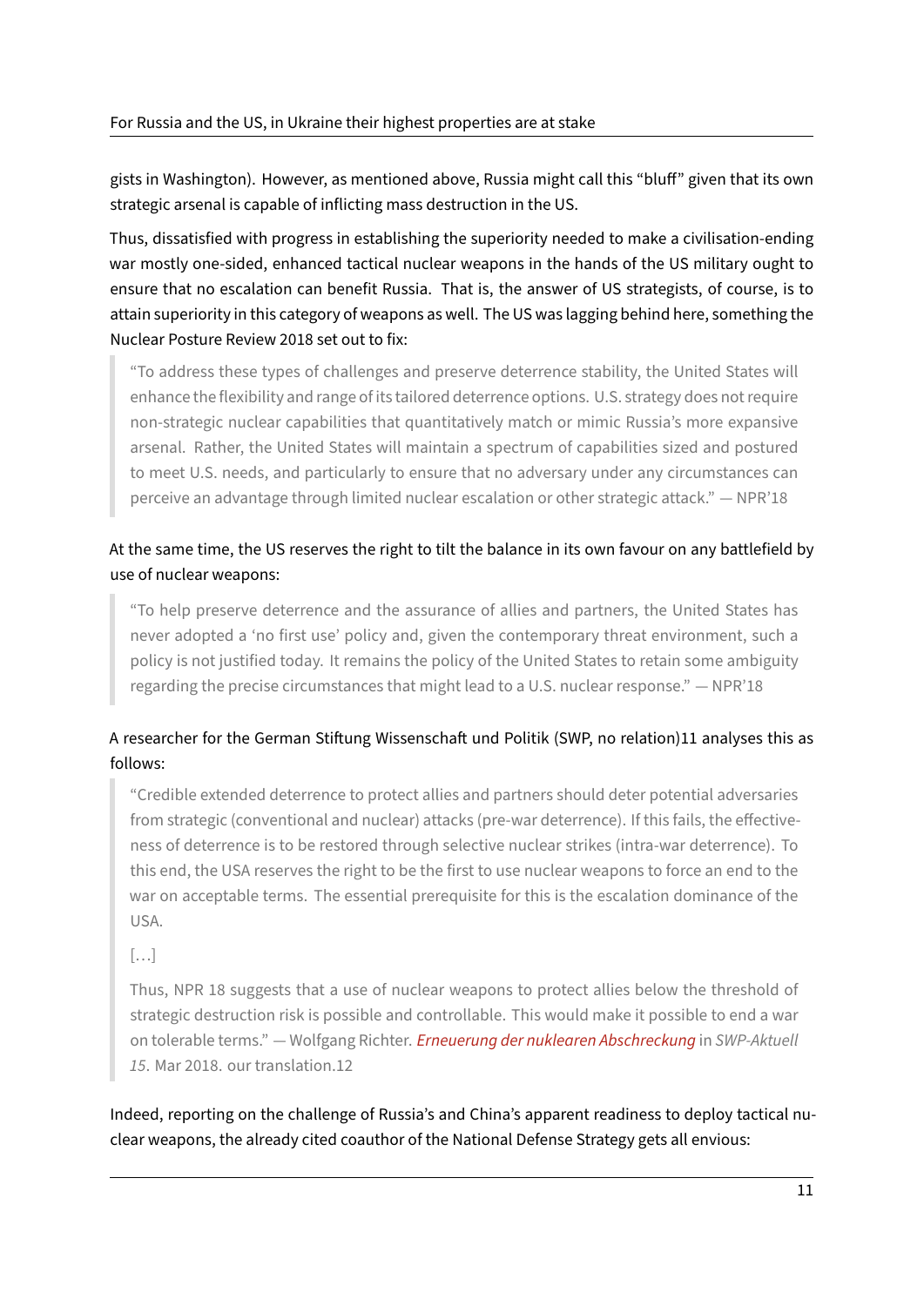gists in Washington). However, as mentioned above, Russia might call this "bluff" given that its own strategic arsenal is capable of inflicting mass destruction in the US.

Thus, dissatisfied with progress in establishing the superiority needed to make a civilisation-ending war mostly one-sided, enhanced tactical nuclear weapons in the hands of the US military ought to ensure that no escalation can benefit Russia. That is, the answer of US strategists, of course, is to attain superiority in this category of weapons as well. The US was lagging behind here, something the Nuclear Posture Review 2018 set out to fix:

> "To address these types of challenges and preserve deterrence stability, the United States will enhance the flexibility and range of its tailored deterrence options. U.S. strategy does not require non-strategic nuclear capabilities that quantitatively match or mimic Russia's more expansive arsenal. Rather, the United States will maintain a spectrum of capabilities sized and postured to meet U.S. needs, and particularly to ensure that no adversary under any circumstances can perceive an advantage through limited nuclear escalation or other strategic attack." — NPR'18

At the same time, the US reserves the right to tilt the balance in its own favour on any battlefield by use of nuclear weapons:

> "To help preserve deterrence and the assurance of allies and partners, the United States has never adopted a 'no first use' policy and, given the contemporary threat environment, such a policy is not justified today. It remains the policy of the United States to retain some ambiguity regarding the precise circumstances that might lead to a U.S. nuclear response." — NPR'18

A researcher for the German Stiftung Wissenschaft und Politik (SWP, no relation)11 analyses this as follows:

> "Credible extended deterrence to protect allies and partners should deter potential adversaries from strategic (conventional and nuclear) attacks (pre-war deterrence). If this fails, the effectiveness of deterrence is to be restored through selective nuclear strikes (intra-war deterrence). To this end, the USA reserves the right to be the first to use nuclear weapons to force an end to the war on acceptable terms. The essential prerequisite for this is the escalation dominance of the USA.
>
> […]
>
> Thus, NPR 18 suggests that a use of nuclear weapons to protect allies below the threshold of strategic destruction risk is possible and controllable. This would make it possible to end a war on tolerable terms." — Wolfgang Richter. *Erneuerung der nuklearen Abschreckung* in *SWP-Aktuell 15*. Mar 2018. our translation.12

Indeed, reporting on the challenge of Russia's and China's apparent readiness to deploy tactical nuclear weapons, the already cited coauthor of the National Defense Strategy gets all envious: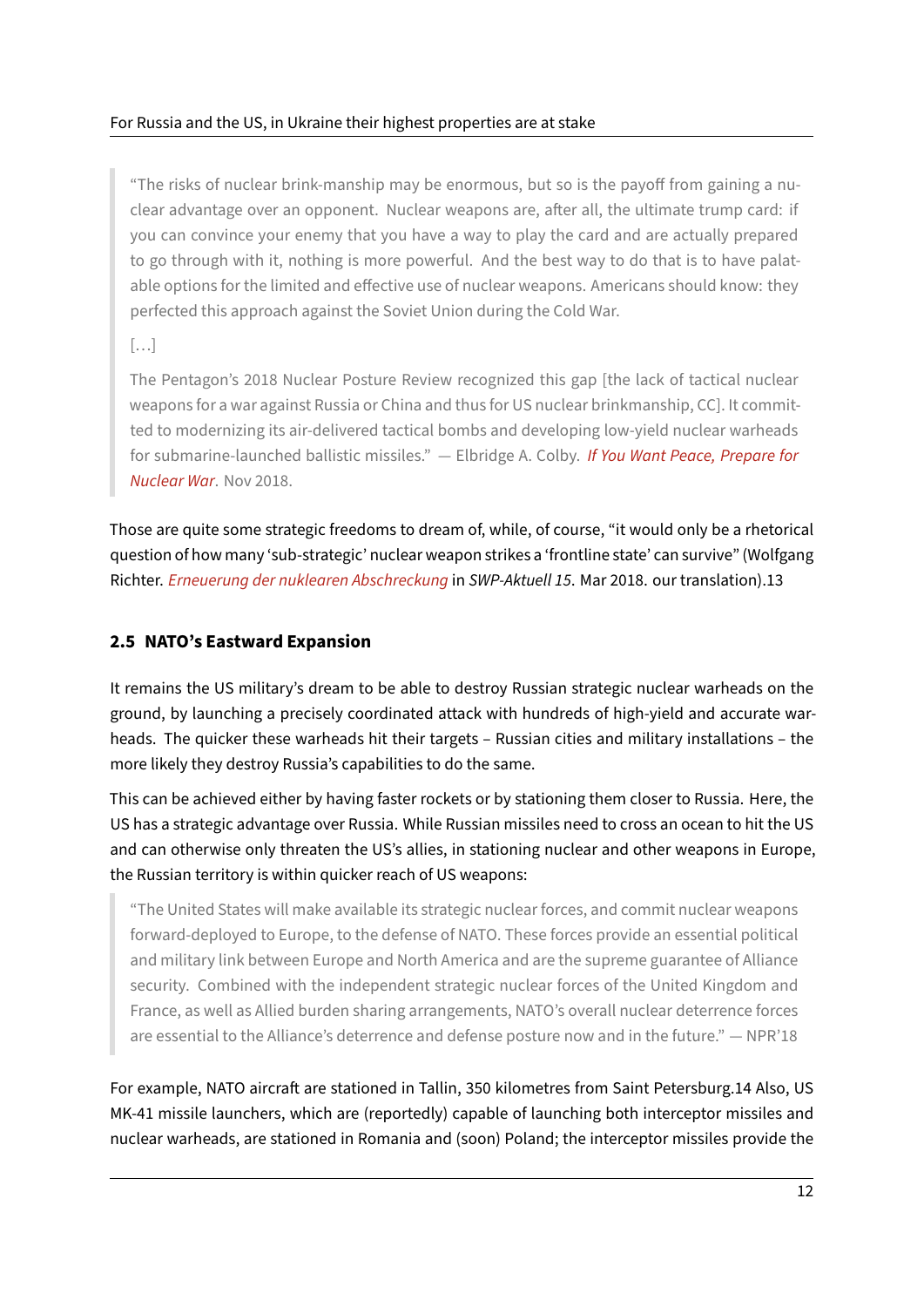> "The risks of nuclear brink-manship may be enormous, but so is the payoff from gaining a nuclear advantage over an opponent. Nuclear weapons are, after all, the ultimate trump card: if you can convince your enemy that you have a way to play the card and are actually prepared to go through with it, nothing is more powerful. And the best way to do that is to have palatable options for the limited and effective use of nuclear weapons. Americans should know: they perfected this approach against the Soviet Union during the Cold War.
>
> […]
>
> The Pentagon's 2018 Nuclear Posture Review recognized this gap [the lack of tactical nuclear weapons for a war against Russia or China and thus for US nuclear brinkmanship, CC]. It committed to modernizing its air-delivered tactical bombs and developing low-yield nuclear warheads for submarine-launched ballistic missiles." — Elbridge A. Colby. *If You Want Peace, Prepare for Nuclear War*. Nov 2018.

Those are quite some strategic freedoms to dream of, while, of course, "it would only be a rhetorical question of how many 'sub-strategic' nuclear weapon strikes a 'frontline state' can survive" (Wolfgang Richter. *Erneuerung der nuklearen Abschreckung* in *SWP-Aktuell 15*. Mar 2018. our translation).13

### 2.5 NATO's Eastward Expansion

It remains the US military's dream to be able to destroy Russian strategic nuclear warheads on the ground, by launching a precisely coordinated attack with hundreds of high-yield and accurate warheads. The quicker these warheads hit their targets – Russian cities and military installations – the more likely they destroy Russia's capabilities to do the same.

This can be achieved either by having faster rockets or by stationing them closer to Russia. Here, the US has a strategic advantage over Russia. While Russian missiles need to cross an ocean to hit the US and can otherwise only threaten the US's allies, in stationing nuclear and other weapons in Europe, the Russian territory is within quicker reach of US weapons:

> "The United States will make available its strategic nuclear forces, and commit nuclear weapons forward-deployed to Europe, to the defense of NATO. These forces provide an essential political and military link between Europe and North America and are the supreme guarantee of Alliance security. Combined with the independent strategic nuclear forces of the United Kingdom and France, as well as Allied burden sharing arrangements, NATO's overall nuclear deterrence forces are essential to the Alliance's deterrence and defense posture now and in the future." — NPR'18

For example, NATO aircraft are stationed in Tallin, 350 kilometres from Saint Petersburg.14 Also, US MK-41 missile launchers, which are (reportedly) capable of launching both interceptor missiles and nuclear warheads, are stationed in Romania and (soon) Poland; the interceptor missiles provide the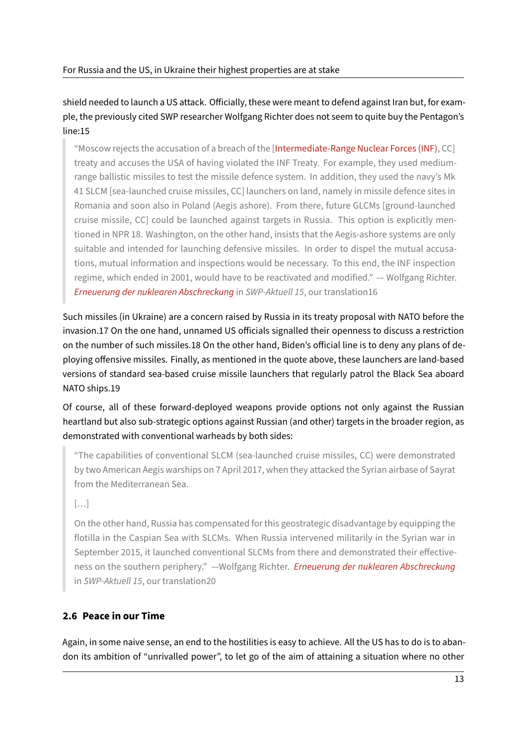shield needed to launch a US attack. Officially, these were meant to defend against Iran but, for example, the previously cited SWP researcher Wolfgang Richter does not seem to quite buy the Pentagon's line:[15]

> "Moscow rejects the accusation of a breach of the [Intermediate-Range Nuclear Forces (INF), CC] treaty and accuses the USA of having violated the INF Treaty. For example, they used medium-range ballistic missiles to test the missile defence system. In addition, they used the navy's Mk 41 SLCM [sea-launched cruise missiles, CC] launchers on land, namely in missile defence sites in Romania and soon also in Poland (Aegis ashore). From there, future GLCMs [ground-launched cruise missile, CC] could be launched against targets in Russia. This option is explicitly mentioned in NPR 18. Washington, on the other hand, insists that the Aegis-ashore systems are only suitable and intended for launching defensive missiles. In order to dispel the mutual accusations, mutual information and inspections would be necessary. To this end, the INF inspection regime, which ended in 2001, would have to be reactivated and modified." — Wolfgang Richter. *Erneuerung der nuklearen Abschreckung* in *SWP-Aktuell 15*, our translation[16]

Such missiles (in Ukraine) are a concern raised by Russia in its treaty proposal with NATO before the invasion.[17] On the one hand, unnamed US officials signalled their openness to discuss a restriction on the number of such missiles.[18] On the other hand, Biden's official line is to deny any plans of deploying offensive missiles. Finally, as mentioned in the quote above, these launchers are land-based versions of standard sea-based cruise missile launchers that regularly patrol the Black Sea aboard NATO ships.[19]

Of course, all of these forward-deployed weapons provide options not only against the Russian heartland but also sub-strategic options against Russian (and other) targets in the broader region, as demonstrated with conventional warheads by both sides:

> "The capabilities of conventional SLCM (sea-launched cruise missiles, CC) were demonstrated by two American Aegis warships on 7 April 2017, when they attacked the Syrian airbase of Sayrat from the Mediterranean Sea.
>
> […]
>
> On the other hand, Russia has compensated for this geostrategic disadvantage by equipping the flotilla in the Caspian Sea with SLCMs. When Russia intervened militarily in the Syrian war in September 2015, it launched conventional SLCMs from there and demonstrated their effectiveness on the southern periphery." —Wolfgang Richter. *Erneuerung der nuklearen Abschreckung* in *SWP-Aktuell 15*, our translation[20]

### 2.6 Peace in our Time

Again, in some naive sense, an end to the hostilities is easy to achieve. All the US has to do is to abandon its ambition of "unrivalled power", to let go of the aim of attaining a situation where no other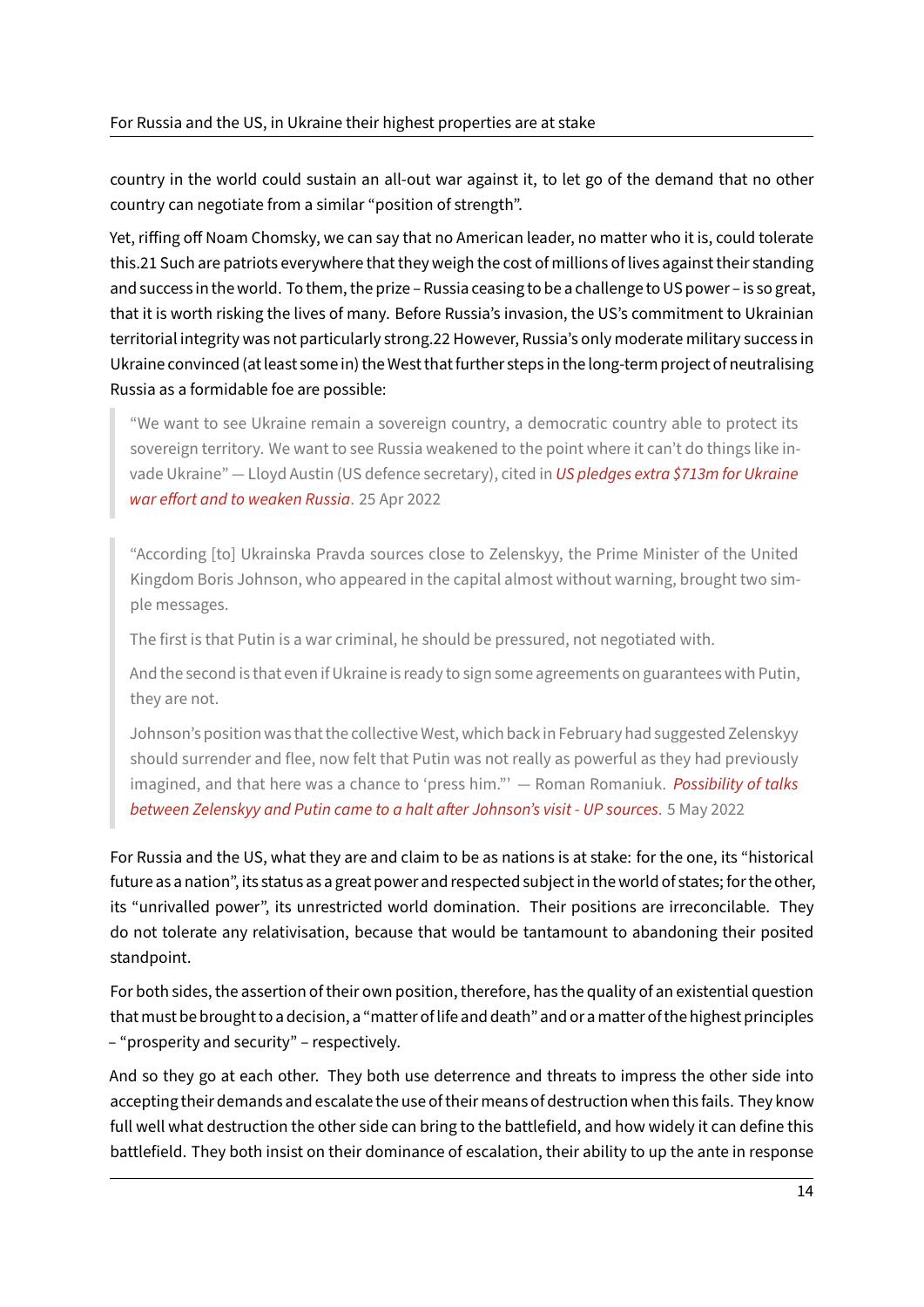country in the world could sustain an all-out war against it, to let go of the demand that no other country can negotiate from a similar "position of strength".

Yet, riffing off Noam Chomsky, we can say that no American leader, no matter who it is, could tolerate this.[21] Such are patriots everywhere that they weigh the cost of millions of lives against their standing and success in the world. To them, the prize – Russia ceasing to be a challenge to US power – is so great, that it is worth risking the lives of many. Before Russia's invasion, the US's commitment to Ukrainian territorial integrity was not particularly strong.[22] However, Russia's only moderate military success in Ukraine convinced (at least some in) the West that further steps in the long-term project of neutralising Russia as a formidable foe are possible:

> "We want to see Ukraine remain a sovereign country, a democratic country able to protect its sovereign territory. We want to see Russia weakened to the point where it can't do things like invade Ukraine" — Lloyd Austin (US defence secretary), cited in *US pledges extra $713m for Ukraine war effort and to weaken Russia*. 25 Apr 2022

> "According [to] Ukrainska Pravda sources close to Zelenskyy, the Prime Minister of the United Kingdom Boris Johnson, who appeared in the capital almost without warning, brought two simple messages.
>
> The first is that Putin is a war criminal, he should be pressured, not negotiated with.
>
> And the second is that even if Ukraine is ready to sign some agreements on guarantees with Putin, they are not.
>
> Johnson's position was that the collective West, which back in February had suggested Zelenskyy should surrender and flee, now felt that Putin was not really as powerful as they had previously imagined, and that here was a chance to 'press him."' — Roman Romaniuk. *Possibility of talks between Zelenskyy and Putin came to a halt after Johnson's visit - UP sources*. 5 May 2022

For Russia and the US, what they are and claim to be as nations is at stake: for the one, its "historical future as a nation", its status as a great power and respected subject in the world of states; for the other, its "unrivalled power", its unrestricted world domination. Their positions are irreconcilable. They do not tolerate any relativisation, because that would be tantamount to abandoning their posited standpoint.

For both sides, the assertion of their own position, therefore, has the quality of an existential question that must be brought to a decision, a "matter of life and death" and or a matter of the highest principles – "prosperity and security" – respectively.

And so they go at each other. They both use deterrence and threats to impress the other side into accepting their demands and escalate the use of their means of destruction when this fails. They know full well what destruction the other side can bring to the battlefield, and how widely it can define this battlefield. They both insist on their dominance of escalation, their ability to up the ante in response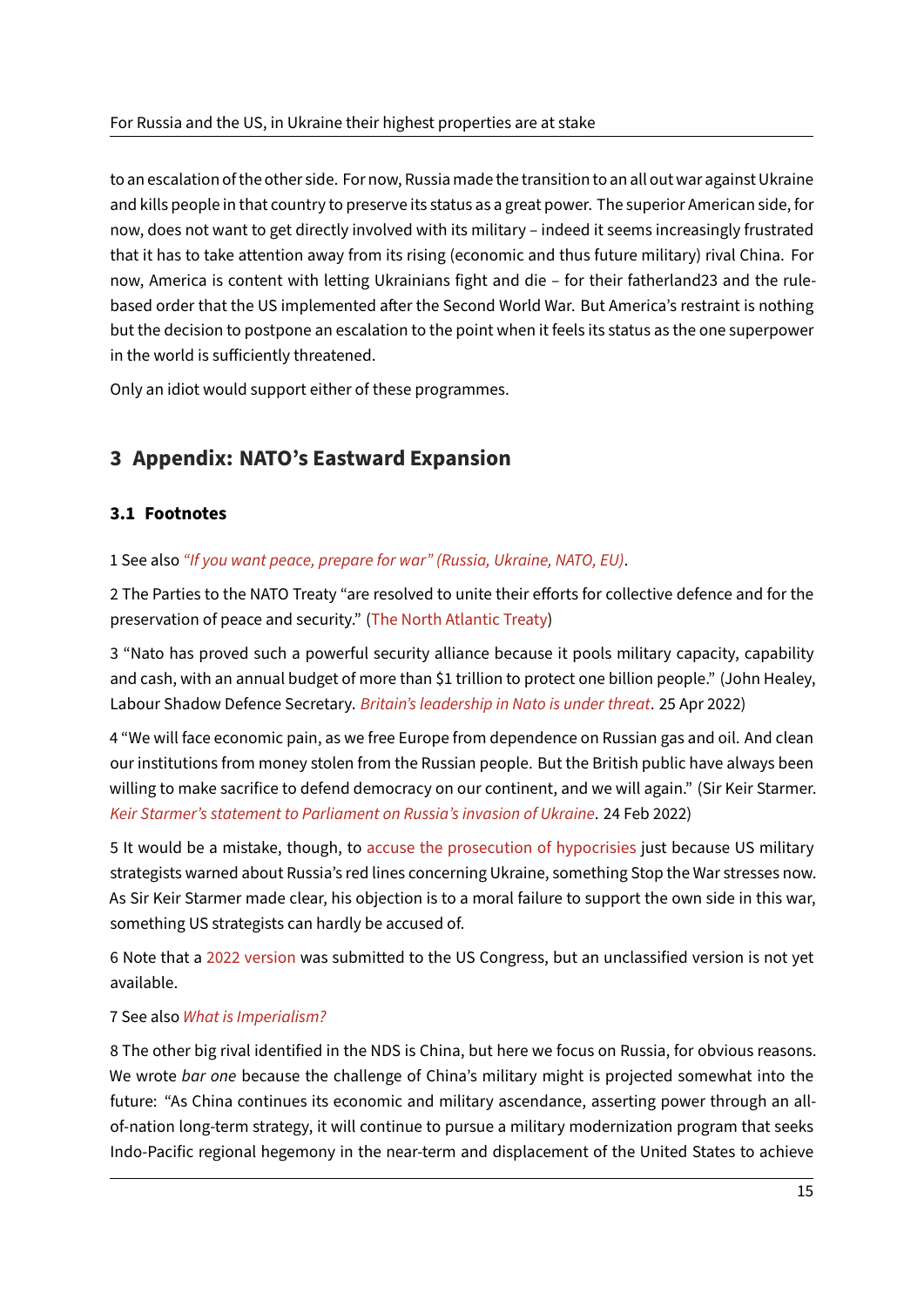to an escalation of the other side. For now, Russia made the transition to an all out war against Ukraine and kills people in that country to preserve its status as a great power. The superior American side, for now, does not want to get directly involved with its military – indeed it seems increasingly frustrated that it has to take attention away from its rising (economic and thus future military) rival China. For now, America is content with letting Ukrainians fight and die – for their fatherland23 and the rule-based order that the US implemented after the Second World War. But America's restraint is nothing but the decision to postpone an escalation to the point when it feels its status as the one superpower in the world is sufficiently threatened.

Only an idiot would support either of these programmes.

## 3 Appendix: NATO's Eastward Expansion

### 3.1 Footnotes

1 See also *"If you want peace, prepare for war" (Russia, Ukraine, NATO, EU)*.

2 The Parties to the NATO Treaty "are resolved to unite their efforts for collective defence and for the preservation of peace and security." (The North Atlantic Treaty)

3 "Nato has proved such a powerful security alliance because it pools military capacity, capability and cash, with an annual budget of more than $1 trillion to protect one billion people." (John Healey, Labour Shadow Defence Secretary. *Britain's leadership in Nato is under threat*. 25 Apr 2022)

4 "We will face economic pain, as we free Europe from dependence on Russian gas and oil. And clean our institutions from money stolen from the Russian people. But the British public have always been willing to make sacrifice to defend democracy on our continent, and we will again." (Sir Keir Starmer. *Keir Starmer's statement to Parliament on Russia's invasion of Ukraine*. 24 Feb 2022)

5 It would be a mistake, though, to accuse the prosecution of hypocrisies just because US military strategists warned about Russia's red lines concerning Ukraine, something Stop the War stresses now. As Sir Keir Starmer made clear, his objection is to a moral failure to support the own side in this war, something US strategists can hardly be accused of.

6 Note that a 2022 version was submitted to the US Congress, but an unclassified version is not yet available.

7 See also *What is Imperialism?*

8 The other big rival identified in the NDS is China, but here we focus on Russia, for obvious reasons. We wrote *bar one* because the challenge of China's military might is projected somewhat into the future: "As China continues its economic and military ascendance, asserting power through an all-of-nation long-term strategy, it will continue to pursue a military modernization program that seeks Indo-Pacific regional hegemony in the near-term and displacement of the United States to achieve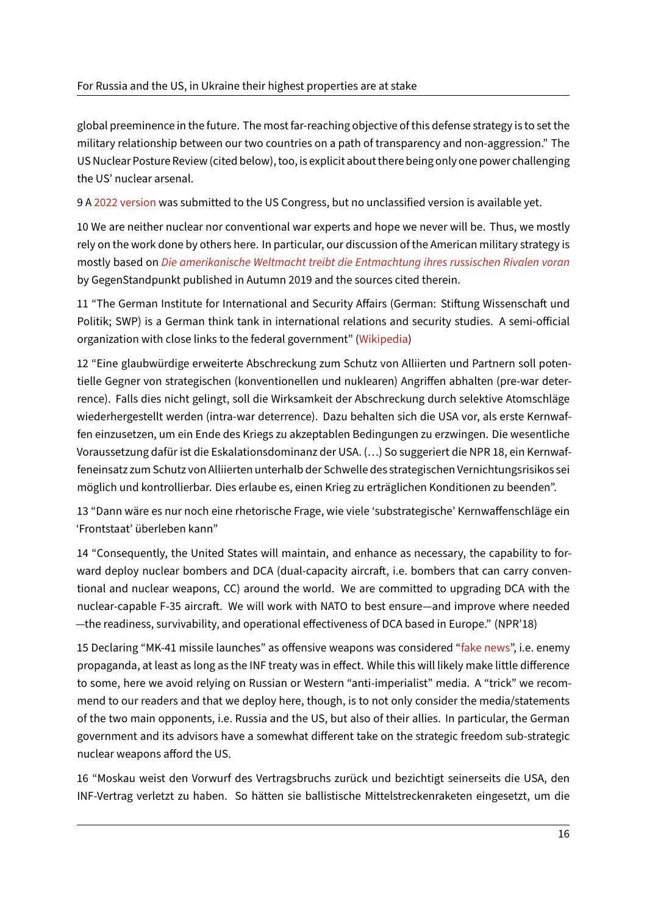global preeminence in the future. The most far-reaching objective of this defense strategy is to set the military relationship between our two countries on a path of transparency and non-aggression." The US Nuclear Posture Review (cited below), too, is explicit about there being only one power challenging the US' nuclear arsenal.

9 A 2022 version was submitted to the US Congress, but no unclassified version is available yet.

10 We are neither nuclear nor conventional war experts and hope we never will be. Thus, we mostly rely on the work done by others here. In particular, our discussion of the American military strategy is mostly based on *Die amerikanische Weltmacht treibt die Entmachtung ihres russischen Rivalen voran* by GegenStandpunkt published in Autumn 2019 and the sources cited therein.

11 "The German Institute for International and Security Affairs (German: Stiftung Wissenschaft und Politik; SWP) is a German think tank in international relations and security studies. A semi-official organization with close links to the federal government" (Wikipedia)

12 "Eine glaubwürdige erweiterte Abschreckung zum Schutz von Alliierten und Partnern soll potentielle Gegner von strategischen (konventionellen und nuklearen) Angriffen abhalten (pre-war deterrence). Falls dies nicht gelingt, soll die Wirksamkeit der Abschreckung durch selektive Atomschläge wiederhergestellt werden (intra-war deterrence). Dazu behalten sich die USA vor, als erste Kernwaffen einzusetzen, um ein Ende des Kriegs zu akzeptablen Bedingungen zu erzwingen. Die wesentliche Voraussetzung dafür ist die Eskalationsdominanz der USA. (…) So suggeriert die NPR 18, ein Kernwaffeneinsatz zum Schutz von Alliierten unterhalb der Schwelle des strategischen Vernichtungsrisikos sei möglich und kontrollierbar. Dies erlaube es, einen Krieg zu erträglichen Konditionen zu beenden".

13 "Dann wäre es nur noch eine rhetorische Frage, wie viele 'substrategische' Kernwaffenschläge ein 'Frontstaat' überleben kann"

14 "Consequently, the United States will maintain, and enhance as necessary, the capability to forward deploy nuclear bombers and DCA (dual-capacity aircraft, i.e. bombers that can carry conventional and nuclear weapons, CC) around the world. We are committed to upgrading DCA with the nuclear-capable F-35 aircraft. We will work with NATO to best ensure—and improve where needed—the readiness, survivability, and operational effectiveness of DCA based in Europe." (NPR'18)

15 Declaring "MK-41 missile launches" as offensive weapons was considered "fake news", i.e. enemy propaganda, at least as long as the INF treaty was in effect. While this will likely make little difference to some, here we avoid relying on Russian or Western "anti-imperialist" media. A "trick" we recommend to our readers and that we deploy here, though, is to not only consider the media/statements of the two main opponents, i.e. Russia and the US, but also of their allies. In particular, the German government and its advisors have a somewhat different take on the strategic freedom sub-strategic nuclear weapons afford the US.

16 "Moskau weist den Vorwurf des Vertragsbruchs zurück und bezichtigt seinerseits die USA, den INF-Vertrag verletzt zu haben. So hätten sie ballistische Mittelstreckenraketen eingesetzt, um die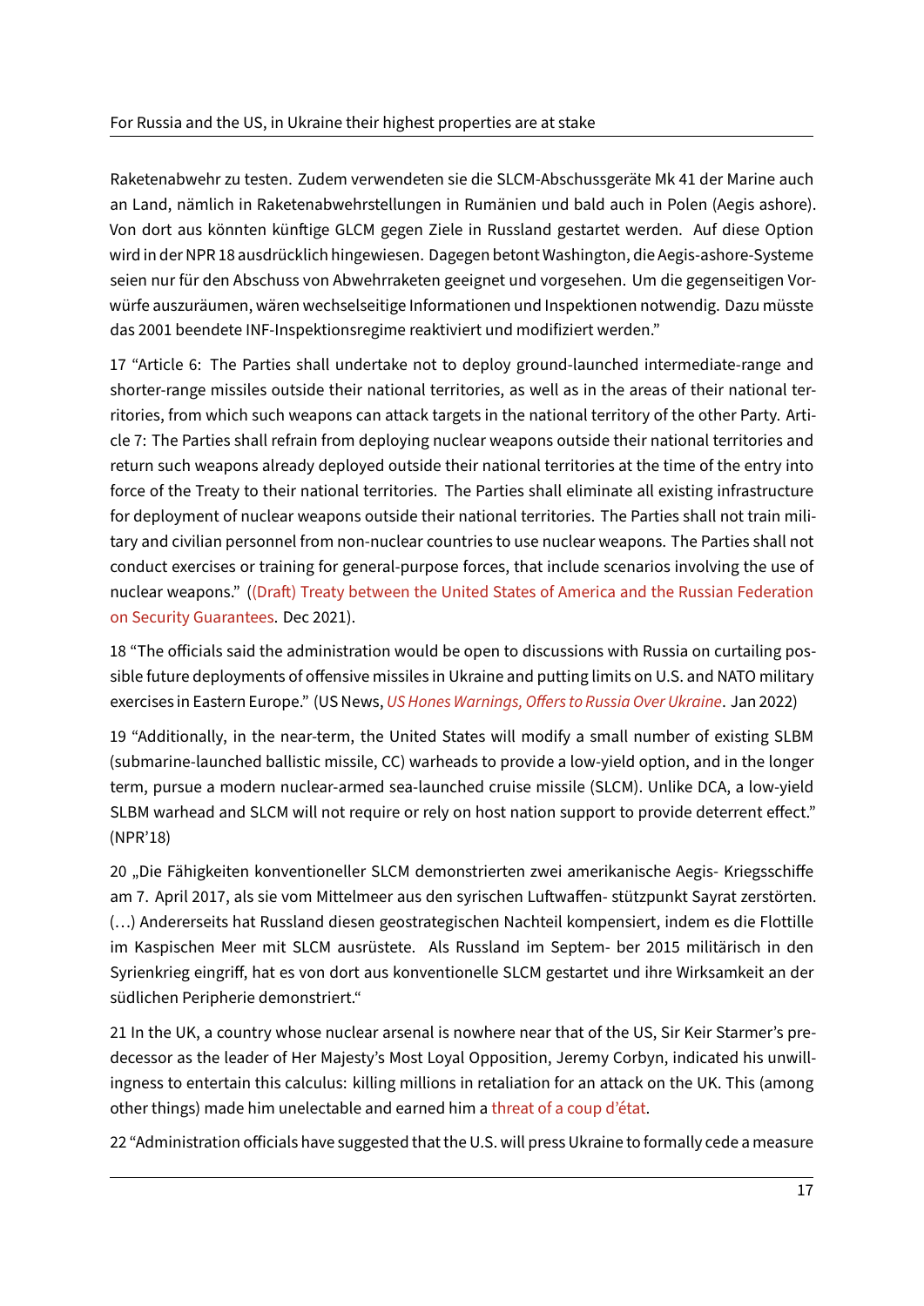Raketenabwehr zu testen. Zudem verwendeten sie die SLCM-Abschussgeräte Mk 41 der Marine auch an Land, nämlich in Raketenabwehrstellungen in Rumänien und bald auch in Polen (Aegis ashore). Von dort aus könnten künftige GLCM gegen Ziele in Russland gestartet werden. Auf diese Option wird in der NPR 18 ausdrücklich hingewiesen. Dagegen betont Washington, die Aegis-ashore-Systeme seien nur für den Abschuss von Abwehrraketen geeignet und vorgesehen. Um die gegenseitigen Vorwürfe auszuräumen, wären wechselseitige Informationen und Inspektionen notwendig. Dazu müsste das 2001 beendete INF-Inspektionsregime reaktiviert und modifiziert werden."

17 "Article 6: The Parties shall undertake not to deploy ground-launched intermediate-range and shorter-range missiles outside their national territories, as well as in the areas of their national territories, from which such weapons can attack targets in the national territory of the other Party. Article 7: The Parties shall refrain from deploying nuclear weapons outside their national territories and return such weapons already deployed outside their national territories at the time of the entry into force of the Treaty to their national territories. The Parties shall eliminate all existing infrastructure for deployment of nuclear weapons outside their national territories. The Parties shall not train military and civilian personnel from non-nuclear countries to use nuclear weapons. The Parties shall not conduct exercises or training for general-purpose forces, that include scenarios involving the use of nuclear weapons." ((Draft) Treaty between the United States of America and the Russian Federation on Security Guarantees. Dec 2021).

18 "The officials said the administration would be open to discussions with Russia on curtailing possible future deployments of offensive missiles in Ukraine and putting limits on U.S. and NATO military exercises in Eastern Europe." (US News, *US Hones Warnings, Offers to Russia Over Ukraine*. Jan 2022)

19 "Additionally, in the near-term, the United States will modify a small number of existing SLBM (submarine-launched ballistic missile, CC) warheads to provide a low-yield option, and in the longer term, pursue a modern nuclear-armed sea-launched cruise missile (SLCM). Unlike DCA, a low-yield SLBM warhead and SLCM will not require or rely on host nation support to provide deterrent effect." (NPR'18)

20 „Die Fähigkeiten konventioneller SLCM demonstrierten zwei amerikanische Aegis- Kriegsschiffe am 7. April 2017, als sie vom Mittelmeer aus den syrischen Luftwaffen- stützpunkt Sayrat zerstörten. (…) Andererseits hat Russland diesen geostrategischen Nachteil kompensiert, indem es die Flottille im Kaspischen Meer mit SLCM ausrüstete. Als Russland im Septem- ber 2015 militärisch in den Syrienkrieg eingriff, hat es von dort aus konventionelle SLCM gestartet und ihre Wirksamkeit an der südlichen Peripherie demonstriert."

21 In the UK, a country whose nuclear arsenal is nowhere near that of the US, Sir Keir Starmer's predecessor as the leader of Her Majesty's Most Loyal Opposition, Jeremy Corbyn, indicated his unwillingness to entertain this calculus: killing millions in retaliation for an attack on the UK. This (among other things) made him unelectable and earned him a threat of a coup d'état.

22 "Administration officials have suggested that the U.S. will press Ukraine to formally cede a measure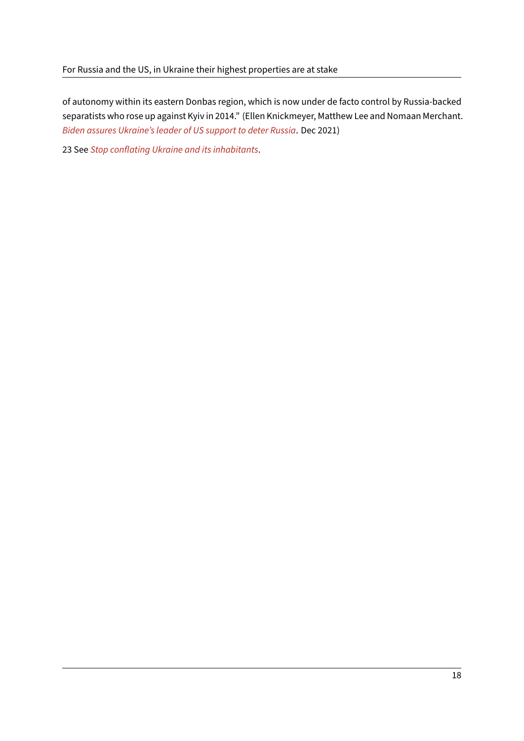of autonomy within its eastern Donbas region, which is now under de facto control by Russia-backed separatists who rose up against Kyiv in 2014." (Ellen Knickmeyer, Matthew Lee and Nomaan Merchant. *Biden assures Ukraine's leader of US support to deter Russia*. Dec 2021)

23 See *Stop conflating Ukraine and its inhabitants*.